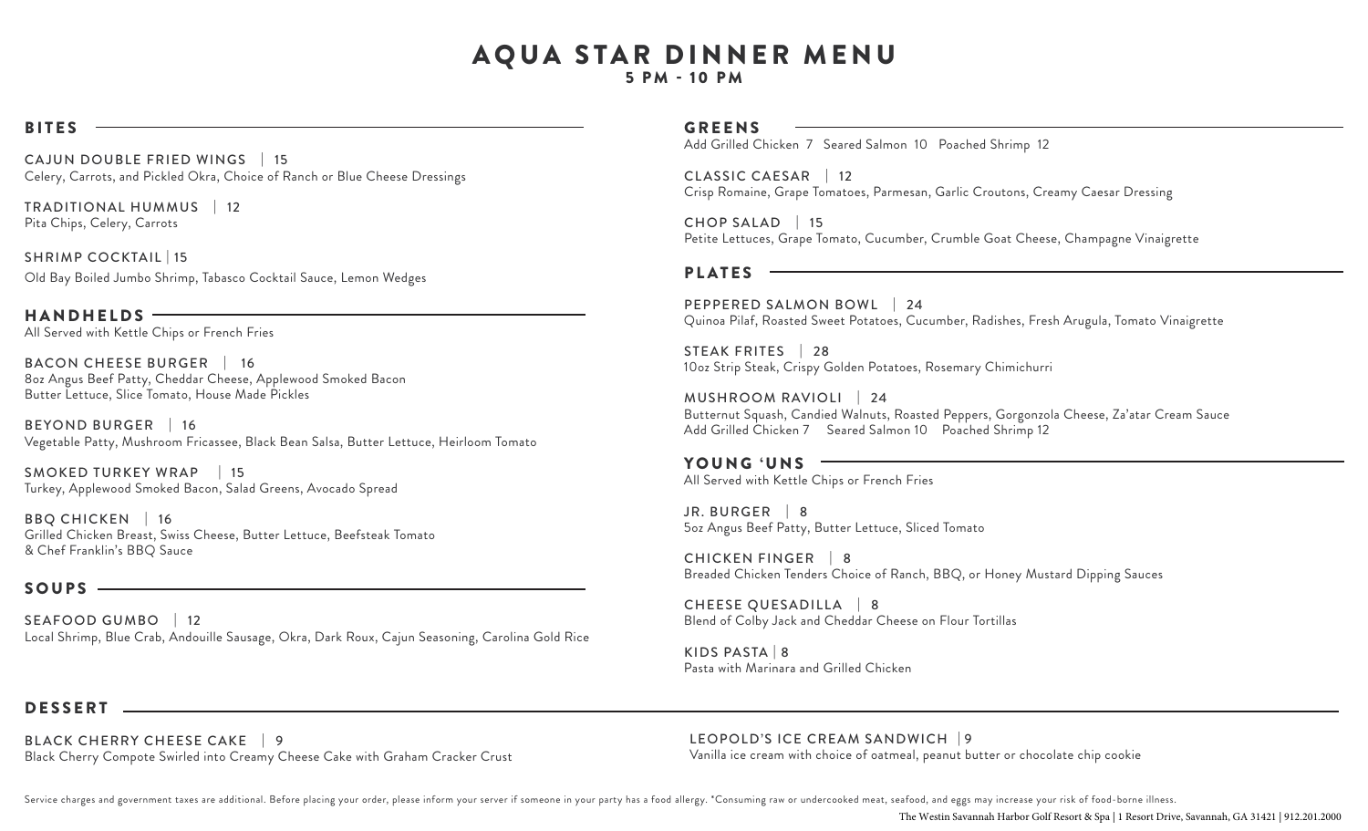# AQUA STAR DINNER MENU

**5 PM - 10 PM**

## BITES

CAJUN DOUBLE FRIED WINGS | 15
Celery, Carrots, and Pickled Okra, Choice of Ranch or Blue Cheese Dressings

TRADITIONAL HUMMUS | 12
Pita Chips, Celery, Carrots

SHRIMP COCKTAIL | 15
Old Bay Boiled Jumbo Shrimp, Tabasco Cocktail Sauce, Lemon Wedges

## HANDHELDS

All Served with Kettle Chips or French Fries

BACON CHEESE BURGER | 16
8oz Angus Beef Patty, Cheddar Cheese, Applewood Smoked Bacon
Butter Lettuce, Slice Tomato, House Made Pickles

BEYOND BURGER | 16
Vegetable Patty, Mushroom Fricassee, Black Bean Salsa, Butter Lettuce, Heirloom Tomato

SMOKED TURKEY WRAP | 15
Turkey, Applewood Smoked Bacon, Salad Greens, Avocado Spread

BBQ CHICKEN | 16
Grilled Chicken Breast, Swiss Cheese, Butter Lettuce, Beefsteak Tomato
& Chef Franklin's BBQ Sauce

## SOUPS

SEAFOOD GUMBO | 12
Local Shrimp, Blue Crab, Andouille Sausage, Okra, Dark Roux, Cajun Seasoning, Carolina Gold Rice

## GREENS

Add Grilled Chicken 7 Seared Salmon 10 Poached Shrimp 12

CLASSIC CAESAR | 12
Crisp Romaine, Grape Tomatoes, Parmesan, Garlic Croutons, Creamy Caesar Dressing

CHOP SALAD | 15
Petite Lettuces, Grape Tomato, Cucumber, Crumble Goat Cheese, Champagne Vinaigrette

## PLATES

PEPPERED SALMON BOWL | 24
Quinoa Pilaf, Roasted Sweet Potatoes, Cucumber, Radishes, Fresh Arugula, Tomato Vinaigrette

STEAK FRITES | 28
10oz Strip Steak, Crispy Golden Potatoes, Rosemary Chimichurri

MUSHROOM RAVIOLI | 24
Butternut Squash, Candied Walnuts, Roasted Peppers, Gorgonzola Cheese, Za'atar Cream Sauce
Add Grilled Chicken 7 Seared Salmon 10 Poached Shrimp 12

## YOUNG 'UNS

All Served with Kettle Chips or French Fries

JR. BURGER | 8
5oz Angus Beef Patty, Butter Lettuce, Sliced Tomato

CHICKEN FINGER | 8
Breaded Chicken Tenders Choice of Ranch, BBQ, or Honey Mustard Dipping Sauces

CHEESE QUESADILLA | 8
Blend of Colby Jack and Cheddar Cheese on Flour Tortillas

KIDS PASTA | 8
Pasta with Marinara and Grilled Chicken

## DESSERT

BLACK CHERRY CHEESE CAKE | 9
Black Cherry Compote Swirled into Creamy Cheese Cake with Graham Cracker Crust

LEOPOLD'S ICE CREAM SANDWICH | 9
Vanilla ice cream with choice of oatmeal, peanut butter or chocolate chip cookie

Service charges and government taxes are additional. Before placing your order, please inform your server if someone in your party has a food allergy. *Consuming raw or undercooked meat, seafood, and eggs may increase your risk of food-borne illness.

The Westin Savannah Harbor Golf Resort & Spa | 1 Resort Drive, Savannah, GA 31421 | 912.201.2000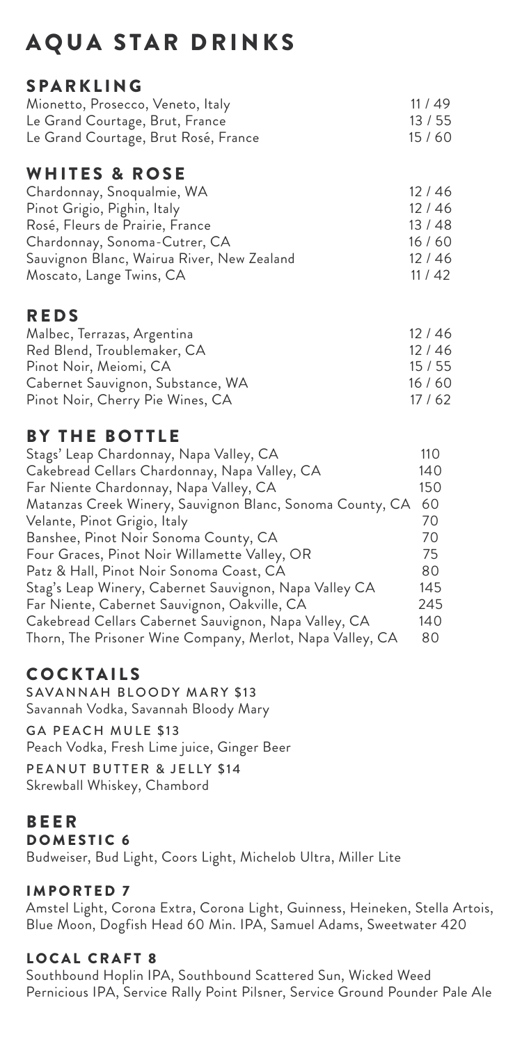# AQUA STAR DRINKS

## SPARKLING

| | |
|---|---|
| Mionetto, Prosecco, Veneto, Italy | 11 / 49 |
| Le Grand Courtage, Brut, France | 13 / 55 |
| Le Grand Courtage, Brut Rosé, France | 15 / 60 |

## WHITES & ROSE

| | |
|---|---|
| Chardonnay, Snoqualmie, WA | 12 / 46 |
| Pinot Grigio, Pighin, Italy | 12 / 46 |
| Rosé, Fleurs de Prairie, France | 13 / 48 |
| Chardonnay, Sonoma-Cutrer, CA | 16 / 60 |
| Sauvignon Blanc, Wairua River, New Zealand | 12 / 46 |
| Moscato, Lange Twins, CA | 11 / 42 |

## REDS

| | |
|---|---|
| Malbec, Terrazas, Argentina | 12 / 46 |
| Red Blend, Troublemaker, CA | 12 / 46 |
| Pinot Noir, Meiomi, CA | 15 / 55 |
| Cabernet Sauvignon, Substance, WA | 16 / 60 |
| Pinot Noir, Cherry Pie Wines, CA | 17 / 62 |

## BY THE BOTTLE

| | |
|---|---|
| Stags' Leap Chardonnay, Napa Valley, CA | 110 |
| Cakebread Cellars Chardonnay, Napa Valley, CA | 140 |
| Far Niente Chardonnay, Napa Valley, CA | 150 |
| Matanzas Creek Winery, Sauvignon Blanc, Sonoma County, CA | 60 |
| Velante, Pinot Grigio, Italy | 70 |
| Banshee, Pinot Noir Sonoma County, CA | 70 |
| Four Graces, Pinot Noir Willamette Valley, OR | 75 |
| Patz & Hall, Pinot Noir Sonoma Coast, CA | 80 |
| Stag's Leap Winery, Cabernet Sauvignon, Napa Valley CA | 145 |
| Far Niente, Cabernet Sauvignon, Oakville, CA | 245 |
| Cakebread Cellars Cabernet Sauvignon, Napa Valley, CA | 140 |
| Thorn, The Prisoner Wine Company, Merlot, Napa Valley, CA | 80 |

## COCKTAILS

**SAVANNAH BLOODY MARY $13**
Savannah Vodka, Savannah Bloody Mary

**GA PEACH MULE $13**
Peach Vodka, Fresh Lime juice, Ginger Beer

**PEANUT BUTTER & JELLY $14**
Skrewball Whiskey, Chambord

## BEER

### DOMESTIC 6

Budweiser, Bud Light, Coors Light, Michelob Ultra, Miller Lite

### IMPORTED 7

Amstel Light, Corona Extra, Corona Light, Guinness, Heineken, Stella Artois, Blue Moon, Dogfish Head 60 Min. IPA, Samuel Adams, Sweetwater 420

### LOCAL CRAFT 8

Southbound Hoplin IPA, Southbound Scattered Sun, Wicked Weed Pernicious IPA, Service Rally Point Pilsner, Service Ground Pounder Pale Ale